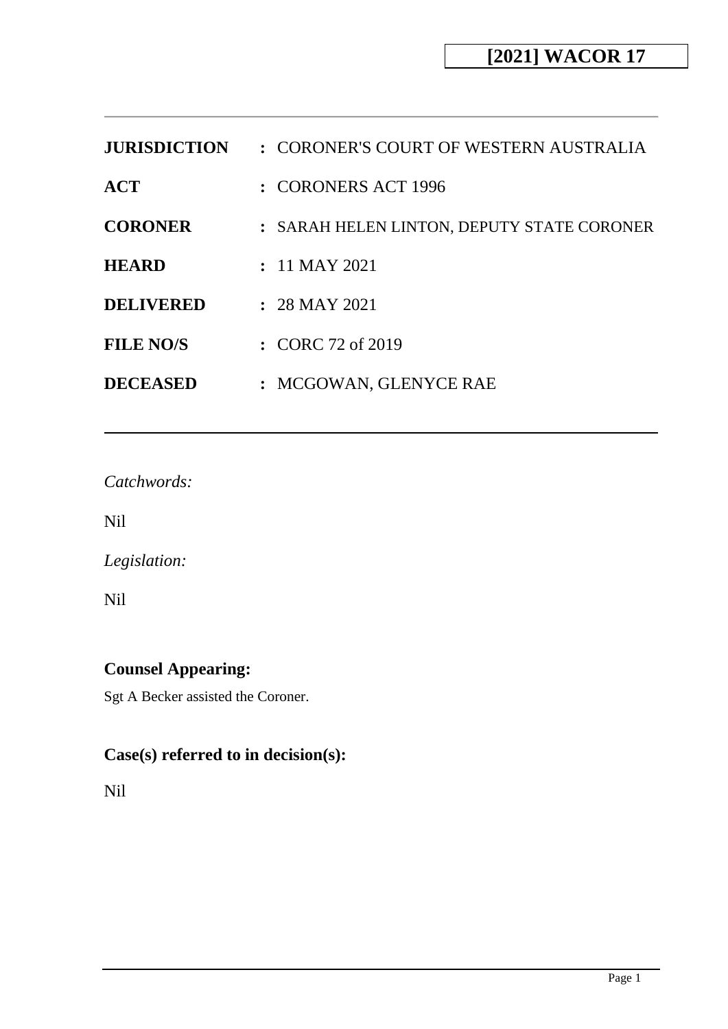**[2021] WACOR 17**

| | |
|---|---|
| **JURISDICTION** | : CORONER'S COURT OF WESTERN AUSTRALIA |
| **ACT** | : CORONERS ACT 1996 |
| **CORONER** | : SARAH HELEN LINTON, DEPUTY STATE CORONER |
| **HEARD** | : 11 MAY 2021 |
| **DELIVERED** | : 28 MAY 2021 |
| **FILE NO/S** | : CORC 72 of 2019 |
| **DECEASED** | : MCGOWAN, GLENYCE RAE |

*Catchwords:*

Nil

*Legislation:*

Nil

## Counsel Appearing:

Sgt A Becker assisted the Coroner.

## Case(s) referred to in decision(s):

Nil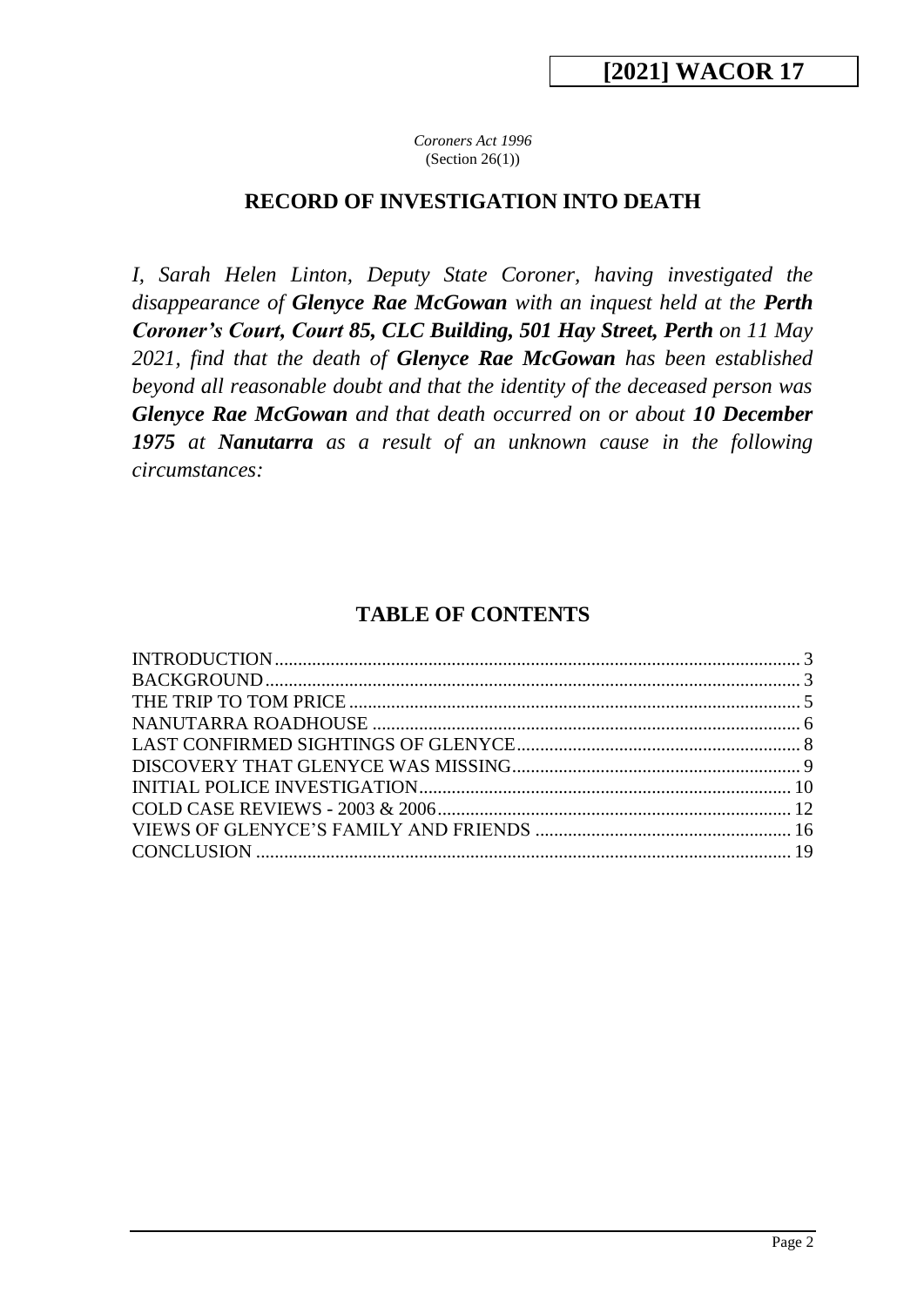**[2021] WACOR 17**

*Coroners Act 1996*
(Section 26(1))

## RECORD OF INVESTIGATION INTO DEATH

*I, Sarah Helen Linton, Deputy State Coroner, having investigated the disappearance of **Glenyce Rae McGowan** with an inquest held at the **Perth Coroner's Court, Court 85, CLC Building, 501 Hay Street, Perth** on 11 May 2021, find that the death of **Glenyce Rae McGowan** has been established beyond all reasonable doubt and that the identity of the deceased person was **Glenyce Rae McGowan** and that death occurred on or about **10 December 1975** at **Nanutarra** as a result of an unknown cause in the following circumstances:*

## TABLE OF CONTENTS

| | |
|---|---|
| INTRODUCTION | 3 |
| BACKGROUND | 3 |
| THE TRIP TO TOM PRICE | 5 |
| NANUTARRA ROADHOUSE | 6 |
| LAST CONFIRMED SIGHTINGS OF GLENYCE | 8 |
| DISCOVERY THAT GLENYCE WAS MISSING | 9 |
| INITIAL POLICE INVESTIGATION | 10 |
| COLD CASE REVIEWS - 2003 & 2006 | 12 |
| VIEWS OF GLENYCE'S FAMILY AND FRIENDS | 16 |
| CONCLUSION | 19 |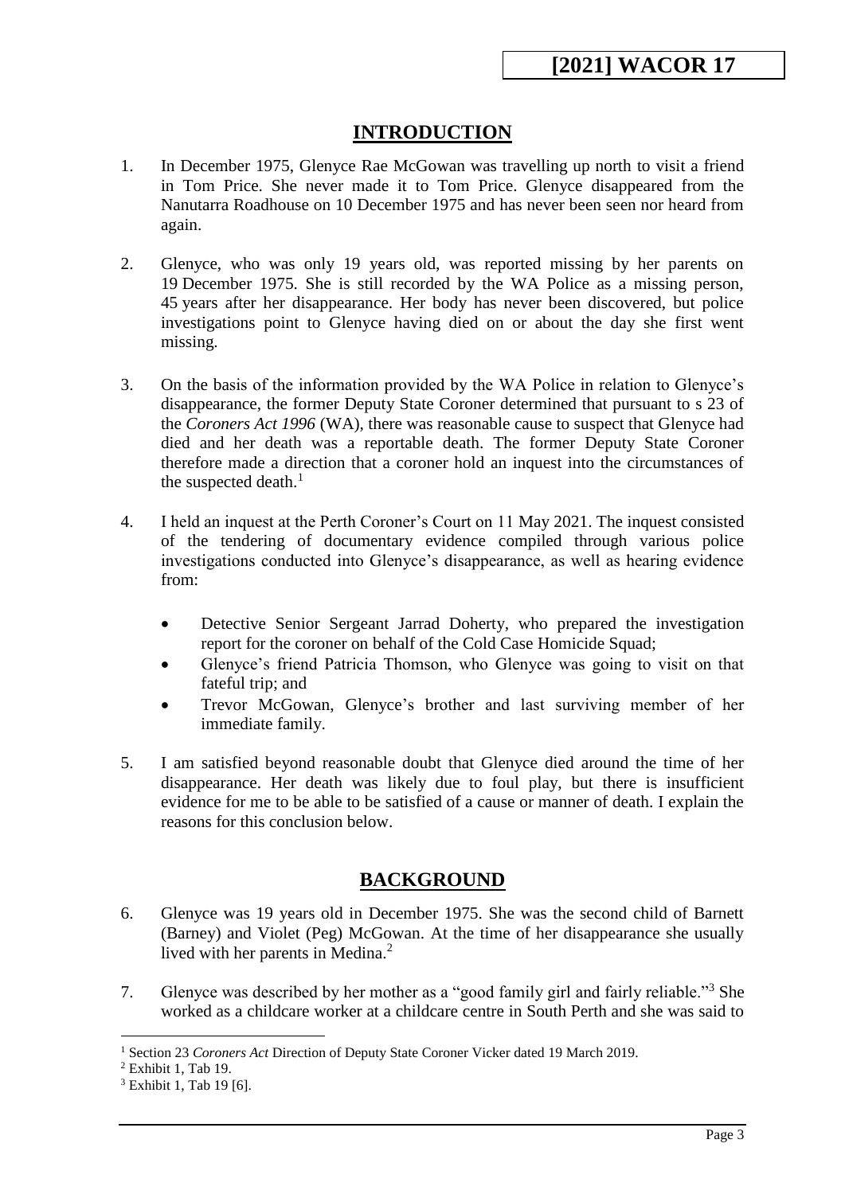## INTRODUCTION

1. In December 1975, Glenyce Rae McGowan was travelling up north to visit a friend in Tom Price. She never made it to Tom Price. Glenyce disappeared from the Nanutarra Roadhouse on 10 December 1975 and has never been seen nor heard from again.

2. Glenyce, who was only 19 years old, was reported missing by her parents on 19 December 1975. She is still recorded by the WA Police as a missing person, 45 years after her disappearance. Her body has never been discovered, but police investigations point to Glenyce having died on or about the day she first went missing.

3. On the basis of the information provided by the WA Police in relation to Glenyce's disappearance, the former Deputy State Coroner determined that pursuant to s 23 of the *Coroners Act 1996* (WA), there was reasonable cause to suspect that Glenyce had died and her death was a reportable death. The former Deputy State Coroner therefore made a direction that a coroner hold an inquest into the circumstances of the suspected death.[1]

4. I held an inquest at the Perth Coroner's Court on 11 May 2021. The inquest consisted of the tendering of documentary evidence compiled through various police investigations conducted into Glenyce's disappearance, as well as hearing evidence from:

   - Detective Senior Sergeant Jarrad Doherty, who prepared the investigation report for the coroner on behalf of the Cold Case Homicide Squad;
   - Glenyce's friend Patricia Thomson, who Glenyce was going to visit on that fateful trip; and
   - Trevor McGowan, Glenyce's brother and last surviving member of her immediate family.

5. I am satisfied beyond reasonable doubt that Glenyce died around the time of her disappearance. Her death was likely due to foul play, but there is insufficient evidence for me to be able to be satisfied of a cause or manner of death. I explain the reasons for this conclusion below.

## BACKGROUND

6. Glenyce was 19 years old in December 1975. She was the second child of Barnett (Barney) and Violet (Peg) McGowan. At the time of her disappearance she usually lived with her parents in Medina.[2]

7. Glenyce was described by her mother as a "good family girl and fairly reliable."[3] She worked as a childcare worker at a childcare centre in South Perth and she was said to

---

[1] Section 23 *Coroners Act* Direction of Deputy State Coroner Vicker dated 19 March 2019.

[2] Exhibit 1, Tab 19.

[3] Exhibit 1, Tab 19 [6].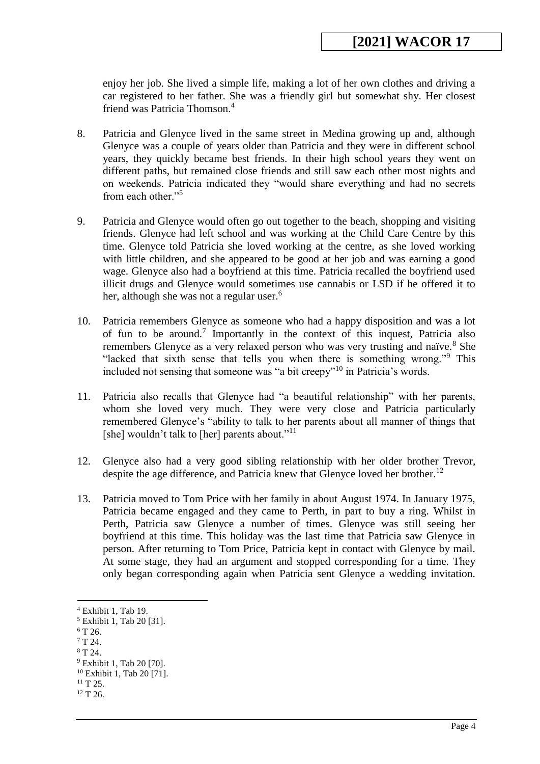enjoy her job. She lived a simple life, making a lot of her own clothes and driving a car registered to her father. She was a friendly girl but somewhat shy. Her closest friend was Patricia Thomson.[4]

8. Patricia and Glenyce lived in the same street in Medina growing up and, although Glenyce was a couple of years older than Patricia and they were in different school years, they quickly became best friends. In their high school years they went on different paths, but remained close friends and still saw each other most nights and on weekends. Patricia indicated they "would share everything and had no secrets from each other."[5]

9. Patricia and Glenyce would often go out together to the beach, shopping and visiting friends. Glenyce had left school and was working at the Child Care Centre by this time. Glenyce told Patricia she loved working at the centre, as she loved working with little children, and she appeared to be good at her job and was earning a good wage. Glenyce also had a boyfriend at this time. Patricia recalled the boyfriend used illicit drugs and Glenyce would sometimes use cannabis or LSD if he offered it to her, although she was not a regular user.[6]

10. Patricia remembers Glenyce as someone who had a happy disposition and was a lot of fun to be around.[7] Importantly in the context of this inquest, Patricia also remembers Glenyce as a very relaxed person who was very trusting and naïve.[8] She "lacked that sixth sense that tells you when there is something wrong."[9] This included not sensing that someone was "a bit creepy"[10] in Patricia's words.

11. Patricia also recalls that Glenyce had "a beautiful relationship" with her parents, whom she loved very much. They were very close and Patricia particularly remembered Glenyce's "ability to talk to her parents about all manner of things that [she] wouldn't talk to [her] parents about."[11]

12. Glenyce also had a very good sibling relationship with her older brother Trevor, despite the age difference, and Patricia knew that Glenyce loved her brother.[12]

13. Patricia moved to Tom Price with her family in about August 1974. In January 1975, Patricia became engaged and they came to Perth, in part to buy a ring. Whilst in Perth, Patricia saw Glenyce a number of times. Glenyce was still seeing her boyfriend at this time. This holiday was the last time that Patricia saw Glenyce in person. After returning to Tom Price, Patricia kept in contact with Glenyce by mail. At some stage, they had an argument and stopped corresponding for a time. They only began corresponding again when Patricia sent Glenyce a wedding invitation.

---

[4] Exhibit 1, Tab 19.
[5] Exhibit 1, Tab 20 [31].
[6] T 26.
[7] T 24.
[8] T 24.
[9] Exhibit 1, Tab 20 [70].
[10] Exhibit 1, Tab 20 [71].
[11] T 25.
[12] T 26.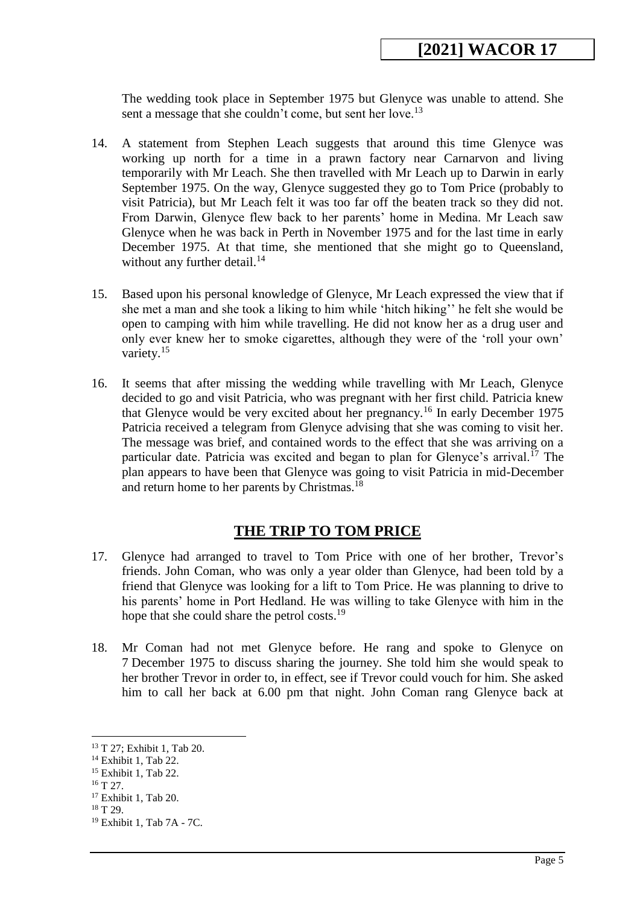The wedding took place in September 1975 but Glenyce was unable to attend. She sent a message that she couldn't come, but sent her love.[13]

14. A statement from Stephen Leach suggests that around this time Glenyce was working up north for a time in a prawn factory near Carnarvon and living temporarily with Mr Leach. She then travelled with Mr Leach up to Darwin in early September 1975. On the way, Glenyce suggested they go to Tom Price (probably to visit Patricia), but Mr Leach felt it was too far off the beaten track so they did not. From Darwin, Glenyce flew back to her parents' home in Medina. Mr Leach saw Glenyce when he was back in Perth in November 1975 and for the last time in early December 1975. At that time, she mentioned that she might go to Queensland, without any further detail.[14]

15. Based upon his personal knowledge of Glenyce, Mr Leach expressed the view that if she met a man and she took a liking to him while 'hitch hiking'' he felt she would be open to camping with him while travelling. He did not know her as a drug user and only ever knew her to smoke cigarettes, although they were of the 'roll your own' variety.[15]

16. It seems that after missing the wedding while travelling with Mr Leach, Glenyce decided to go and visit Patricia, who was pregnant with her first child. Patricia knew that Glenyce would be very excited about her pregnancy.[16] In early December 1975 Patricia received a telegram from Glenyce advising that she was coming to visit her. The message was brief, and contained words to the effect that she was arriving on a particular date. Patricia was excited and began to plan for Glenyce's arrival.[17] The plan appears to have been that Glenyce was going to visit Patricia in mid-December and return home to her parents by Christmas.[18]

## THE TRIP TO TOM PRICE

17. Glenyce had arranged to travel to Tom Price with one of her brother, Trevor's friends. John Coman, who was only a year older than Glenyce, had been told by a friend that Glenyce was looking for a lift to Tom Price. He was planning to drive to his parents' home in Port Hedland. He was willing to take Glenyce with him in the hope that she could share the petrol costs.[19]

18. Mr Coman had not met Glenyce before. He rang and spoke to Glenyce on 7 December 1975 to discuss sharing the journey. She told him she would speak to her brother Trevor in order to, in effect, see if Trevor could vouch for him. She asked him to call her back at 6.00 pm that night. John Coman rang Glenyce back at

---

[13] T 27; Exhibit 1, Tab 20.
[14] Exhibit 1, Tab 22.
[15] Exhibit 1, Tab 22.
[16] T 27.
[17] Exhibit 1, Tab 20.
[18] T 29.
[19] Exhibit 1, Tab 7A - 7C.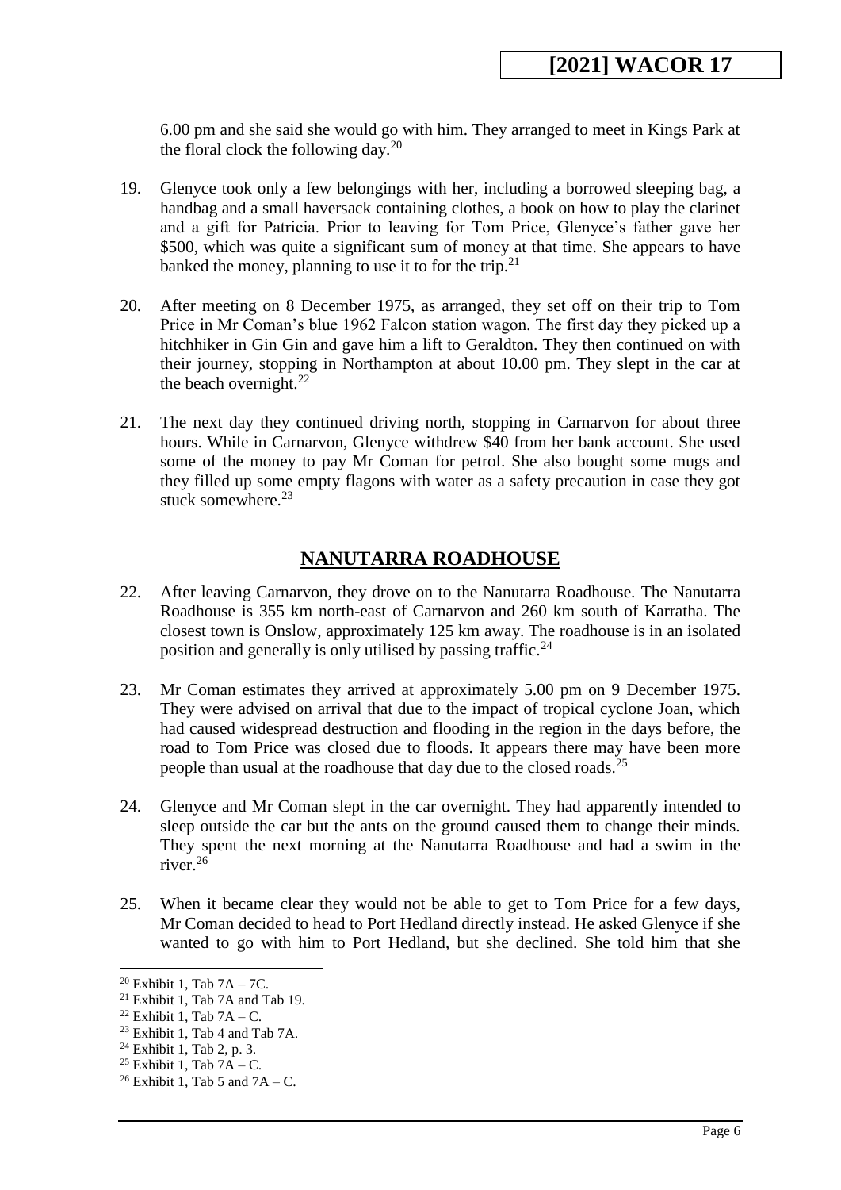6.00 pm and she said she would go with him. They arranged to meet in Kings Park at the floral clock the following day.[20]

19. Glenyce took only a few belongings with her, including a borrowed sleeping bag, a handbag and a small haversack containing clothes, a book on how to play the clarinet and a gift for Patricia. Prior to leaving for Tom Price, Glenyce's father gave her \$500, which was quite a significant sum of money at that time. She appears to have banked the money, planning to use it to for the trip.[21]

20. After meeting on 8 December 1975, as arranged, they set off on their trip to Tom Price in Mr Coman's blue 1962 Falcon station wagon. The first day they picked up a hitchhiker in Gin Gin and gave him a lift to Geraldton. They then continued on with their journey, stopping in Northampton at about 10.00 pm. They slept in the car at the beach overnight.[22]

21. The next day they continued driving north, stopping in Carnarvon for about three hours. While in Carnarvon, Glenyce withdrew \$40 from her bank account. She used some of the money to pay Mr Coman for petrol. She also bought some mugs and they filled up some empty flagons with water as a safety precaution in case they got stuck somewhere.[23]

## NANUTARRA ROADHOUSE

22. After leaving Carnarvon, they drove on to the Nanutarra Roadhouse. The Nanutarra Roadhouse is 355 km north-east of Carnarvon and 260 km south of Karratha. The closest town is Onslow, approximately 125 km away. The roadhouse is in an isolated position and generally is only utilised by passing traffic.[24]

23. Mr Coman estimates they arrived at approximately 5.00 pm on 9 December 1975. They were advised on arrival that due to the impact of tropical cyclone Joan, which had caused widespread destruction and flooding in the region in the days before, the road to Tom Price was closed due to floods. It appears there may have been more people than usual at the roadhouse that day due to the closed roads.[25]

24. Glenyce and Mr Coman slept in the car overnight. They had apparently intended to sleep outside the car but the ants on the ground caused them to change their minds. They spent the next morning at the Nanutarra Roadhouse and had a swim in the river.[26]

25. When it became clear they would not be able to get to Tom Price for a few days, Mr Coman decided to head to Port Hedland directly instead. He asked Glenyce if she wanted to go with him to Port Hedland, but she declined. She told him that she

---

[20] Exhibit 1, Tab 7A – 7C.

[21] Exhibit 1, Tab 7A and Tab 19.

[22] Exhibit 1, Tab 7A – C.

[23] Exhibit 1, Tab 4 and Tab 7A.

[24] Exhibit 1, Tab 2, p. 3.

[25] Exhibit 1, Tab 7A – C.

[26] Exhibit 1, Tab 5 and 7A – C.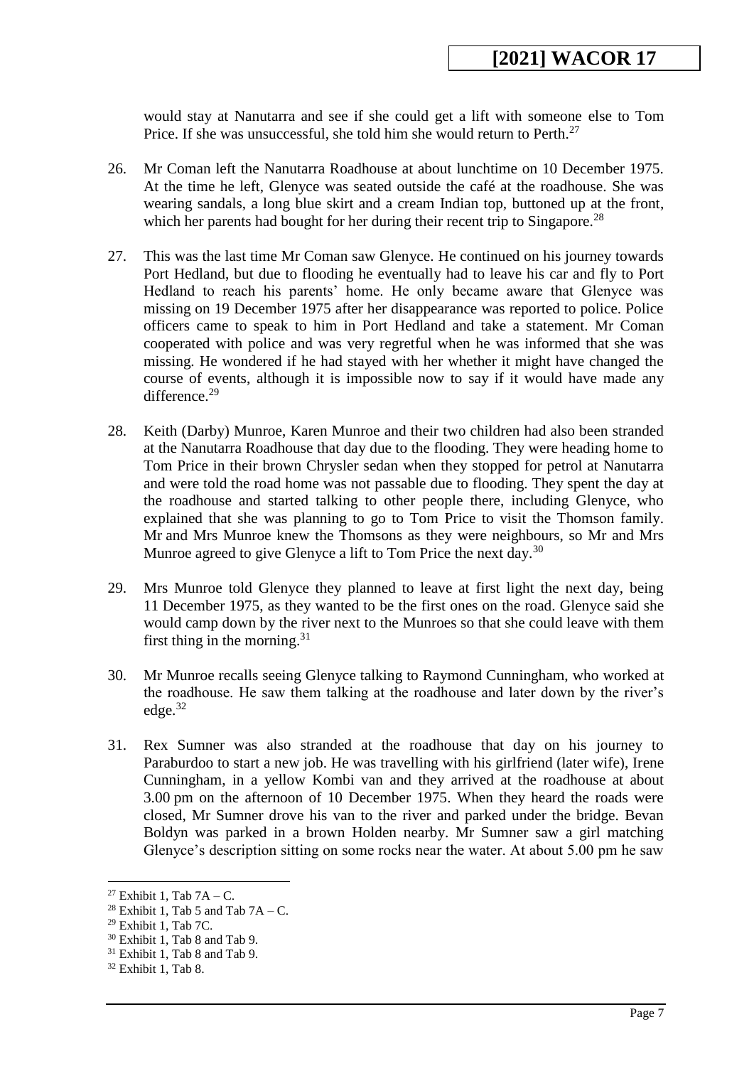would stay at Nanutarra and see if she could get a lift with someone else to Tom Price. If she was unsuccessful, she told him she would return to Perth.[27]

26. Mr Coman left the Nanutarra Roadhouse at about lunchtime on 10 December 1975. At the time he left, Glenyce was seated outside the café at the roadhouse. She was wearing sandals, a long blue skirt and a cream Indian top, buttoned up at the front, which her parents had bought for her during their recent trip to Singapore.[28]

27. This was the last time Mr Coman saw Glenyce. He continued on his journey towards Port Hedland, but due to flooding he eventually had to leave his car and fly to Port Hedland to reach his parents' home. He only became aware that Glenyce was missing on 19 December 1975 after her disappearance was reported to police. Police officers came to speak to him in Port Hedland and take a statement. Mr Coman cooperated with police and was very regretful when he was informed that she was missing. He wondered if he had stayed with her whether it might have changed the course of events, although it is impossible now to say if it would have made any difference.[29]

28. Keith (Darby) Munroe, Karen Munroe and their two children had also been stranded at the Nanutarra Roadhouse that day due to the flooding. They were heading home to Tom Price in their brown Chrysler sedan when they stopped for petrol at Nanutarra and were told the road home was not passable due to flooding. They spent the day at the roadhouse and started talking to other people there, including Glenyce, who explained that she was planning to go to Tom Price to visit the Thomson family. Mr and Mrs Munroe knew the Thomsons as they were neighbours, so Mr and Mrs Munroe agreed to give Glenyce a lift to Tom Price the next day.[30]

29. Mrs Munroe told Glenyce they planned to leave at first light the next day, being 11 December 1975, as they wanted to be the first ones on the road. Glenyce said she would camp down by the river next to the Munroes so that she could leave with them first thing in the morning.[31]

30. Mr Munroe recalls seeing Glenyce talking to Raymond Cunningham, who worked at the roadhouse. He saw them talking at the roadhouse and later down by the river's edge.[32]

31. Rex Sumner was also stranded at the roadhouse that day on his journey to Paraburdoo to start a new job. He was travelling with his girlfriend (later wife), Irene Cunningham, in a yellow Kombi van and they arrived at the roadhouse at about 3.00 pm on the afternoon of 10 December 1975. When they heard the roads were closed, Mr Sumner drove his van to the river and parked under the bridge. Bevan Boldyn was parked in a brown Holden nearby. Mr Sumner saw a girl matching Glenyce's description sitting on some rocks near the water. At about 5.00 pm he saw

---

[27] Exhibit 1, Tab 7A – C.

[28] Exhibit 1, Tab 5 and Tab 7A – C.

[29] Exhibit 1, Tab 7C.

[30] Exhibit 1, Tab 8 and Tab 9.

[31] Exhibit 1, Tab 8 and Tab 9.

[32] Exhibit 1, Tab 8.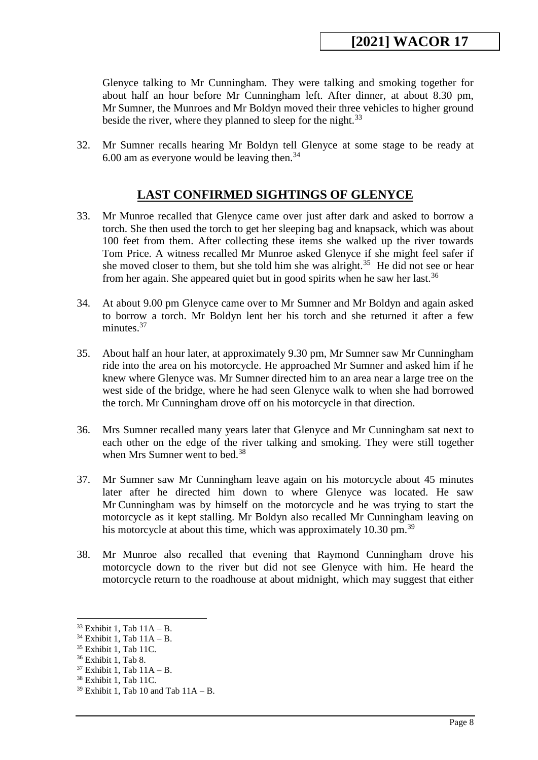Glenyce talking to Mr Cunningham. They were talking and smoking together for about half an hour before Mr Cunningham left. After dinner, at about 8.30 pm, Mr Sumner, the Munroes and Mr Boldyn moved their three vehicles to higher ground beside the river, where they planned to sleep for the night.[33]

32. Mr Sumner recalls hearing Mr Boldyn tell Glenyce at some stage to be ready at 6.00 am as everyone would be leaving then.[34]

## LAST CONFIRMED SIGHTINGS OF GLENYCE

33. Mr Munroe recalled that Glenyce came over just after dark and asked to borrow a torch. She then used the torch to get her sleeping bag and knapsack, which was about 100 feet from them. After collecting these items she walked up the river towards Tom Price. A witness recalled Mr Munroe asked Glenyce if she might feel safer if she moved closer to them, but she told him she was alright.[35] He did not see or hear from her again. She appeared quiet but in good spirits when he saw her last.[36]

34. At about 9.00 pm Glenyce came over to Mr Sumner and Mr Boldyn and again asked to borrow a torch. Mr Boldyn lent her his torch and she returned it after a few minutes.[37]

35. About half an hour later, at approximately 9.30 pm, Mr Sumner saw Mr Cunningham ride into the area on his motorcycle. He approached Mr Sumner and asked him if he knew where Glenyce was. Mr Sumner directed him to an area near a large tree on the west side of the bridge, where he had seen Glenyce walk to when she had borrowed the torch. Mr Cunningham drove off on his motorcycle in that direction.

36. Mrs Sumner recalled many years later that Glenyce and Mr Cunningham sat next to each other on the edge of the river talking and smoking. They were still together when Mrs Sumner went to bed.[38]

37. Mr Sumner saw Mr Cunningham leave again on his motorcycle about 45 minutes later after he directed him down to where Glenyce was located. He saw Mr Cunningham was by himself on the motorcycle and he was trying to start the motorcycle as it kept stalling. Mr Boldyn also recalled Mr Cunningham leaving on his motorcycle at about this time, which was approximately 10.30 pm.[39]

38. Mr Munroe also recalled that evening that Raymond Cunningham drove his motorcycle down to the river but did not see Glenyce with him. He heard the motorcycle return to the roadhouse at about midnight, which may suggest that either

---

[33] Exhibit 1, Tab 11A – B.
[34] Exhibit 1, Tab 11A – B.
[35] Exhibit 1, Tab 11C.
[36] Exhibit 1, Tab 8.
[37] Exhibit 1, Tab 11A – B.
[38] Exhibit 1, Tab 11C.
[39] Exhibit 1, Tab 10 and Tab 11A – B.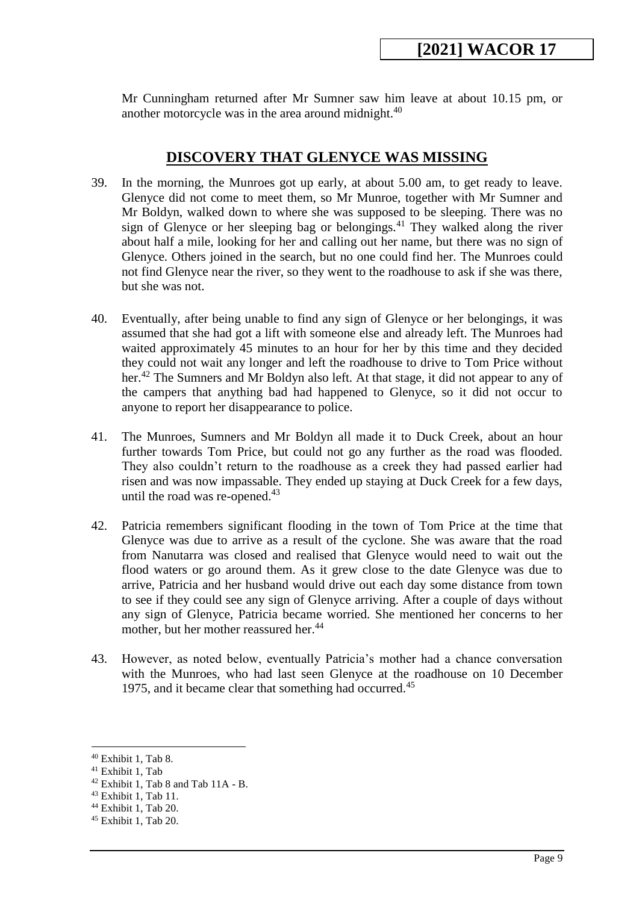Mr Cunningham returned after Mr Sumner saw him leave at about 10.15 pm, or another motorcycle was in the area around midnight.[40]

## DISCOVERY THAT GLENYCE WAS MISSING

39. In the morning, the Munroes got up early, at about 5.00 am, to get ready to leave. Glenyce did not come to meet them, so Mr Munroe, together with Mr Sumner and Mr Boldyn, walked down to where she was supposed to be sleeping. There was no sign of Glenyce or her sleeping bag or belongings.[41] They walked along the river about half a mile, looking for her and calling out her name, but there was no sign of Glenyce. Others joined in the search, but no one could find her. The Munroes could not find Glenyce near the river, so they went to the roadhouse to ask if she was there, but she was not.

40. Eventually, after being unable to find any sign of Glenyce or her belongings, it was assumed that she had got a lift with someone else and already left. The Munroes had waited approximately 45 minutes to an hour for her by this time and they decided they could not wait any longer and left the roadhouse to drive to Tom Price without her.[42] The Sumners and Mr Boldyn also left. At that stage, it did not appear to any of the campers that anything bad had happened to Glenyce, so it did not occur to anyone to report her disappearance to police.

41. The Munroes, Sumners and Mr Boldyn all made it to Duck Creek, about an hour further towards Tom Price, but could not go any further as the road was flooded. They also couldn't return to the roadhouse as a creek they had passed earlier had risen and was now impassable. They ended up staying at Duck Creek for a few days, until the road was re-opened.[43]

42. Patricia remembers significant flooding in the town of Tom Price at the time that Glenyce was due to arrive as a result of the cyclone. She was aware that the road from Nanutarra was closed and realised that Glenyce would need to wait out the flood waters or go around them. As it grew close to the date Glenyce was due to arrive, Patricia and her husband would drive out each day some distance from town to see if they could see any sign of Glenyce arriving. After a couple of days without any sign of Glenyce, Patricia became worried. She mentioned her concerns to her mother, but her mother reassured her.[44]

43. However, as noted below, eventually Patricia's mother had a chance conversation with the Munroes, who had last seen Glenyce at the roadhouse on 10 December 1975, and it became clear that something had occurred.[45]

---

[40] Exhibit 1, Tab 8.
[41] Exhibit 1, Tab
[42] Exhibit 1, Tab 8 and Tab 11A - B.
[43] Exhibit 1, Tab 11.
[44] Exhibit 1, Tab 20.
[45] Exhibit 1, Tab 20.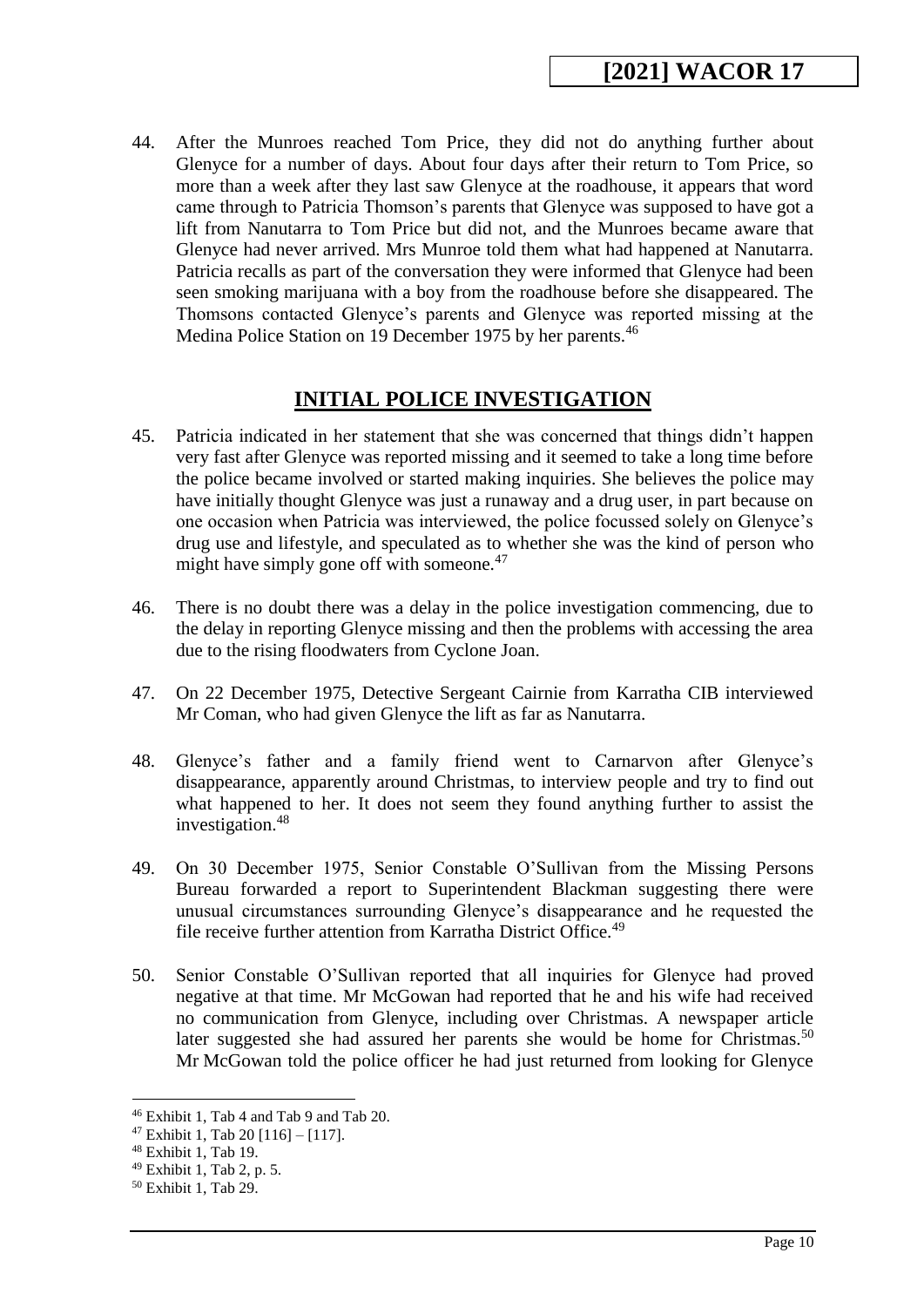44. After the Munroes reached Tom Price, they did not do anything further about Glenyce for a number of days. About four days after their return to Tom Price, so more than a week after they last saw Glenyce at the roadhouse, it appears that word came through to Patricia Thomson's parents that Glenyce was supposed to have got a lift from Nanutarra to Tom Price but did not, and the Munroes became aware that Glenyce had never arrived. Mrs Munroe told them what had happened at Nanutarra. Patricia recalls as part of the conversation they were informed that Glenyce had been seen smoking marijuana with a boy from the roadhouse before she disappeared. The Thomsons contacted Glenyce's parents and Glenyce was reported missing at the Medina Police Station on 19 December 1975 by her parents.[46]

## INITIAL POLICE INVESTIGATION

45. Patricia indicated in her statement that she was concerned that things didn't happen very fast after Glenyce was reported missing and it seemed to take a long time before the police became involved or started making inquiries. She believes the police may have initially thought Glenyce was just a runaway and a drug user, in part because on one occasion when Patricia was interviewed, the police focussed solely on Glenyce's drug use and lifestyle, and speculated as to whether she was the kind of person who might have simply gone off with someone.[47]

46. There is no doubt there was a delay in the police investigation commencing, due to the delay in reporting Glenyce missing and then the problems with accessing the area due to the rising floodwaters from Cyclone Joan.

47. On 22 December 1975, Detective Sergeant Cairnie from Karratha CIB interviewed Mr Coman, who had given Glenyce the lift as far as Nanutarra.

48. Glenyce's father and a family friend went to Carnarvon after Glenyce's disappearance, apparently around Christmas, to interview people and try to find out what happened to her. It does not seem they found anything further to assist the investigation.[48]

49. On 30 December 1975, Senior Constable O'Sullivan from the Missing Persons Bureau forwarded a report to Superintendent Blackman suggesting there were unusual circumstances surrounding Glenyce's disappearance and he requested the file receive further attention from Karratha District Office.[49]

50. Senior Constable O'Sullivan reported that all inquiries for Glenyce had proved negative at that time. Mr McGowan had reported that he and his wife had received no communication from Glenyce, including over Christmas. A newspaper article later suggested she had assured her parents she would be home for Christmas.[50] Mr McGowan told the police officer he had just returned from looking for Glenyce

---

[46] Exhibit 1, Tab 4 and Tab 9 and Tab 20.
[47] Exhibit 1, Tab 20 [116] – [117].
[48] Exhibit 1, Tab 19.
[49] Exhibit 1, Tab 2, p. 5.
[50] Exhibit 1, Tab 29.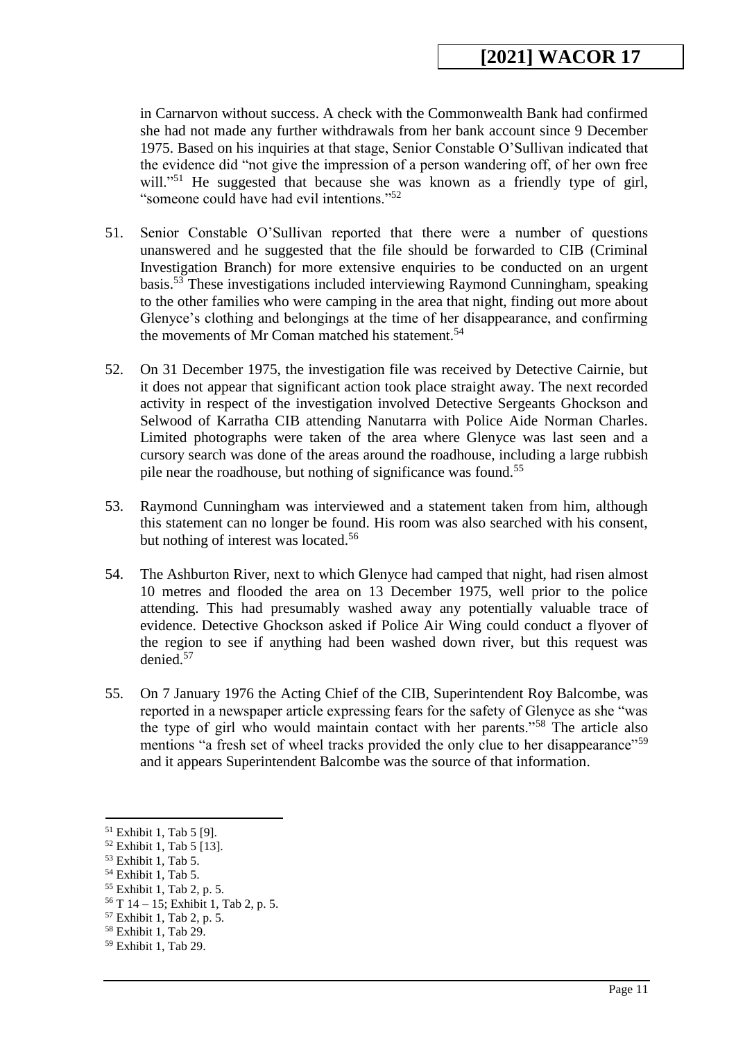in Carnarvon without success. A check with the Commonwealth Bank had confirmed she had not made any further withdrawals from her bank account since 9 December 1975. Based on his inquiries at that stage, Senior Constable O'Sullivan indicated that the evidence did "not give the impression of a person wandering off, of her own free will."[51] He suggested that because she was known as a friendly type of girl, "someone could have had evil intentions."[52]

51. Senior Constable O'Sullivan reported that there were a number of questions unanswered and he suggested that the file should be forwarded to CIB (Criminal Investigation Branch) for more extensive enquiries to be conducted on an urgent basis.[53] These investigations included interviewing Raymond Cunningham, speaking to the other families who were camping in the area that night, finding out more about Glenyce's clothing and belongings at the time of her disappearance, and confirming the movements of Mr Coman matched his statement.[54]

52. On 31 December 1975, the investigation file was received by Detective Cairnie, but it does not appear that significant action took place straight away. The next recorded activity in respect of the investigation involved Detective Sergeants Ghockson and Selwood of Karratha CIB attending Nanutarra with Police Aide Norman Charles. Limited photographs were taken of the area where Glenyce was last seen and a cursory search was done of the areas around the roadhouse, including a large rubbish pile near the roadhouse, but nothing of significance was found.[55]

53. Raymond Cunningham was interviewed and a statement taken from him, although this statement can no longer be found. His room was also searched with his consent, but nothing of interest was located.[56]

54. The Ashburton River, next to which Glenyce had camped that night, had risen almost 10 metres and flooded the area on 13 December 1975, well prior to the police attending. This had presumably washed away any potentially valuable trace of evidence. Detective Ghockson asked if Police Air Wing could conduct a flyover of the region to see if anything had been washed down river, but this request was denied.[57]

55. On 7 January 1976 the Acting Chief of the CIB, Superintendent Roy Balcombe, was reported in a newspaper article expressing fears for the safety of Glenyce as she "was the type of girl who would maintain contact with her parents."[58] The article also mentions "a fresh set of wheel tracks provided the only clue to her disappearance"[59] and it appears Superintendent Balcombe was the source of that information.

---

[51] Exhibit 1, Tab 5 [9].
[52] Exhibit 1, Tab 5 [13].
[53] Exhibit 1, Tab 5.
[54] Exhibit 1, Tab 5.
[55] Exhibit 1, Tab 2, p. 5.
[56] T 14 – 15; Exhibit 1, Tab 2, p. 5.
[57] Exhibit 1, Tab 2, p. 5.
[58] Exhibit 1, Tab 29.
[59] Exhibit 1, Tab 29.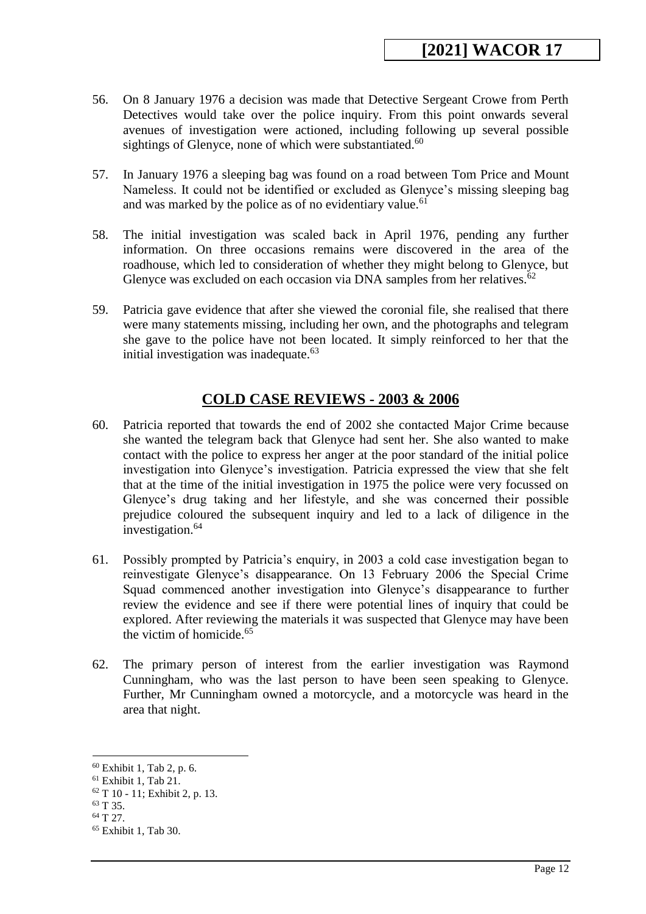56. On 8 January 1976 a decision was made that Detective Sergeant Crowe from Perth Detectives would take over the police inquiry. From this point onwards several avenues of investigation were actioned, including following up several possible sightings of Glenyce, none of which were substantiated.[60]

57. In January 1976 a sleeping bag was found on a road between Tom Price and Mount Nameless. It could not be identified or excluded as Glenyce's missing sleeping bag and was marked by the police as of no evidentiary value.[61]

58. The initial investigation was scaled back in April 1976, pending any further information. On three occasions remains were discovered in the area of the roadhouse, which led to consideration of whether they might belong to Glenyce, but Glenyce was excluded on each occasion via DNA samples from her relatives.[62]

59. Patricia gave evidence that after she viewed the coronial file, she realised that there were many statements missing, including her own, and the photographs and telegram she gave to the police have not been located. It simply reinforced to her that the initial investigation was inadequate.[63]

## COLD CASE REVIEWS - 2003 & 2006

60. Patricia reported that towards the end of 2002 she contacted Major Crime because she wanted the telegram back that Glenyce had sent her. She also wanted to make contact with the police to express her anger at the poor standard of the initial police investigation into Glenyce's investigation. Patricia expressed the view that she felt that at the time of the initial investigation in 1975 the police were very focussed on Glenyce's drug taking and her lifestyle, and she was concerned their possible prejudice coloured the subsequent inquiry and led to a lack of diligence in the investigation.[64]

61. Possibly prompted by Patricia's enquiry, in 2003 a cold case investigation began to reinvestigate Glenyce's disappearance. On 13 February 2006 the Special Crime Squad commenced another investigation into Glenyce's disappearance to further review the evidence and see if there were potential lines of inquiry that could be explored. After reviewing the materials it was suspected that Glenyce may have been the victim of homicide.[65]

62. The primary person of interest from the earlier investigation was Raymond Cunningham, who was the last person to have been seen speaking to Glenyce. Further, Mr Cunningham owned a motorcycle, and a motorcycle was heard in the area that night.

---

[60] Exhibit 1, Tab 2, p. 6.
[61] Exhibit 1, Tab 21.
[62] T 10 - 11; Exhibit 2, p. 13.
[63] T 35.
[64] T 27.
[65] Exhibit 1, Tab 30.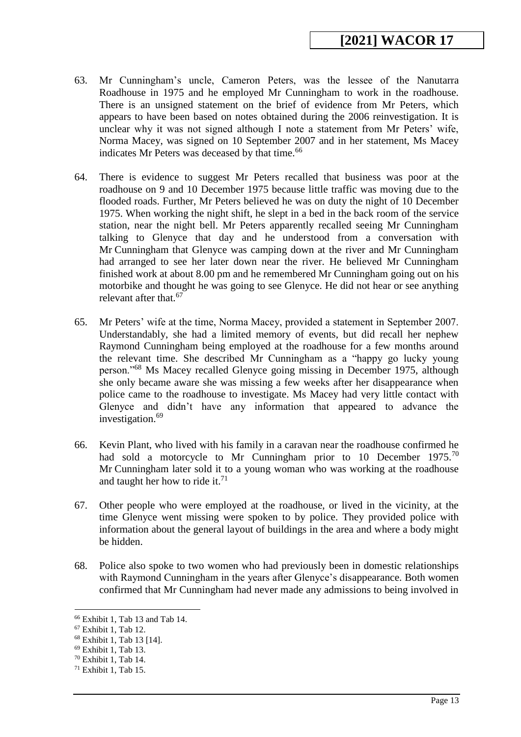63. Mr Cunningham's uncle, Cameron Peters, was the lessee of the Nanutarra Roadhouse in 1975 and he employed Mr Cunningham to work in the roadhouse. There is an unsigned statement on the brief of evidence from Mr Peters, which appears to have been based on notes obtained during the 2006 reinvestigation. It is unclear why it was not signed although I note a statement from Mr Peters' wife, Norma Macey, was signed on 10 September 2007 and in her statement, Ms Macey indicates Mr Peters was deceased by that time.[66]

64. There is evidence to suggest Mr Peters recalled that business was poor at the roadhouse on 9 and 10 December 1975 because little traffic was moving due to the flooded roads. Further, Mr Peters believed he was on duty the night of 10 December 1975. When working the night shift, he slept in a bed in the back room of the service station, near the night bell. Mr Peters apparently recalled seeing Mr Cunningham talking to Glenyce that day and he understood from a conversation with Mr Cunningham that Glenyce was camping down at the river and Mr Cunningham had arranged to see her later down near the river. He believed Mr Cunningham finished work at about 8.00 pm and he remembered Mr Cunningham going out on his motorbike and thought he was going to see Glenyce. He did not hear or see anything relevant after that.[67]

65. Mr Peters' wife at the time, Norma Macey, provided a statement in September 2007. Understandably, she had a limited memory of events, but did recall her nephew Raymond Cunningham being employed at the roadhouse for a few months around the relevant time. She described Mr Cunningham as a "happy go lucky young person."[68] Ms Macey recalled Glenyce going missing in December 1975, although she only became aware she was missing a few weeks after her disappearance when police came to the roadhouse to investigate. Ms Macey had very little contact with Glenyce and didn't have any information that appeared to advance the investigation.[69]

66. Kevin Plant, who lived with his family in a caravan near the roadhouse confirmed he had sold a motorcycle to Mr Cunningham prior to 10 December 1975.[70] Mr Cunningham later sold it to a young woman who was working at the roadhouse and taught her how to ride it.[71]

67. Other people who were employed at the roadhouse, or lived in the vicinity, at the time Glenyce went missing were spoken to by police. They provided police with information about the general layout of buildings in the area and where a body might be hidden.

68. Police also spoke to two women who had previously been in domestic relationships with Raymond Cunningham in the years after Glenyce's disappearance. Both women confirmed that Mr Cunningham had never made any admissions to being involved in

[66] Exhibit 1, Tab 13 and Tab 14.
[67] Exhibit 1, Tab 12.
[68] Exhibit 1, Tab 13 [14].
[69] Exhibit 1, Tab 13.
[70] Exhibit 1, Tab 14.
[71] Exhibit 1, Tab 15.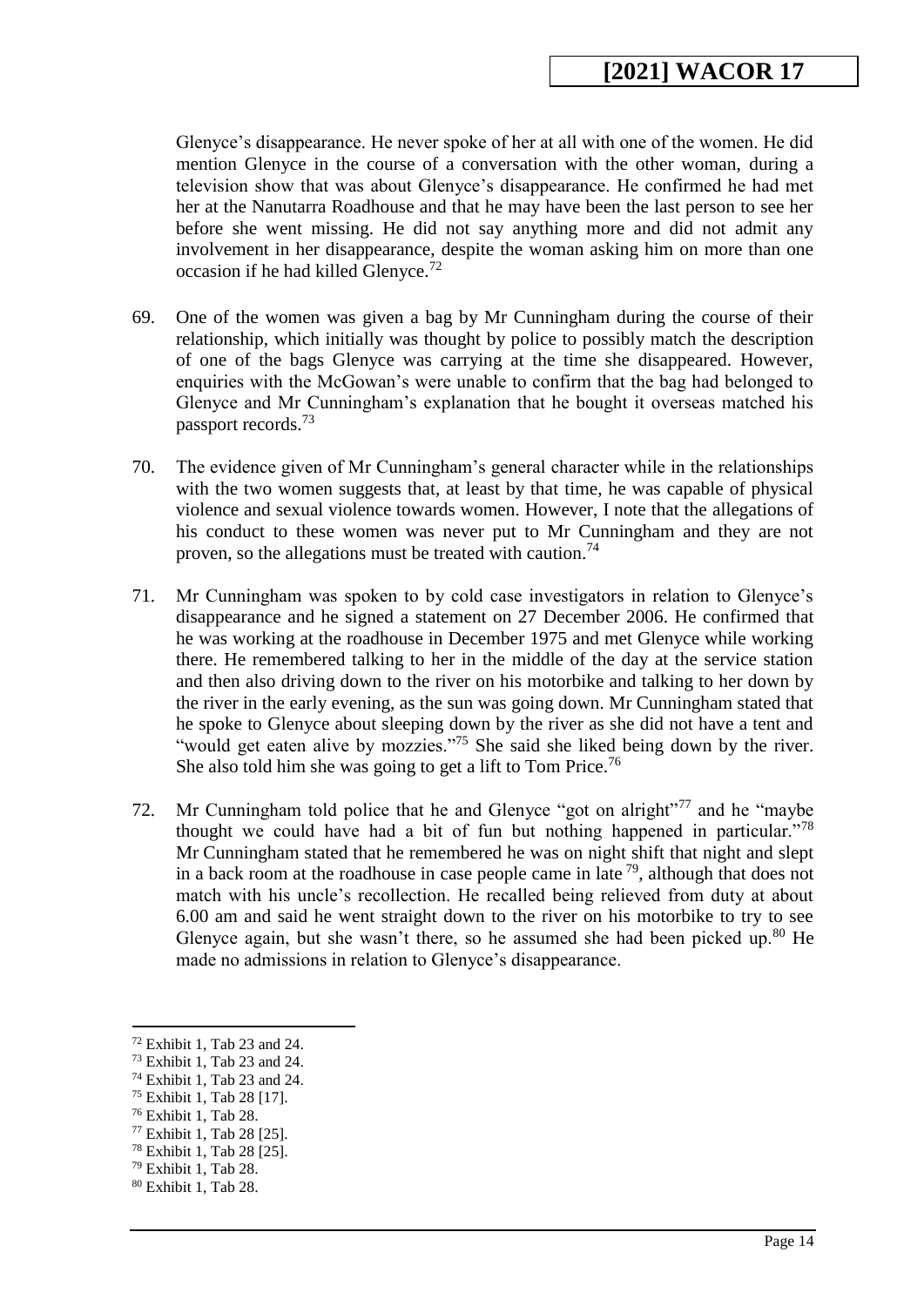Glenyce's disappearance. He never spoke of her at all with one of the women. He did mention Glenyce in the course of a conversation with the other woman, during a television show that was about Glenyce's disappearance. He confirmed he had met her at the Nanutarra Roadhouse and that he may have been the last person to see her before she went missing. He did not say anything more and did not admit any involvement in her disappearance, despite the woman asking him on more than one occasion if he had killed Glenyce.[72]

69. One of the women was given a bag by Mr Cunningham during the course of their relationship, which initially was thought by police to possibly match the description of one of the bags Glenyce was carrying at the time she disappeared. However, enquiries with the McGowan's were unable to confirm that the bag had belonged to Glenyce and Mr Cunningham's explanation that he bought it overseas matched his passport records.[73]

70. The evidence given of Mr Cunningham's general character while in the relationships with the two women suggests that, at least by that time, he was capable of physical violence and sexual violence towards women. However, I note that the allegations of his conduct to these women was never put to Mr Cunningham and they are not proven, so the allegations must be treated with caution.[74]

71. Mr Cunningham was spoken to by cold case investigators in relation to Glenyce's disappearance and he signed a statement on 27 December 2006. He confirmed that he was working at the roadhouse in December 1975 and met Glenyce while working there. He remembered talking to her in the middle of the day at the service station and then also driving down to the river on his motorbike and talking to her down by the river in the early evening, as the sun was going down. Mr Cunningham stated that he spoke to Glenyce about sleeping down by the river as she did not have a tent and "would get eaten alive by mozzies."[75] She said she liked being down by the river. She also told him she was going to get a lift to Tom Price.[76]

72. Mr Cunningham told police that he and Glenyce "got on alright"[77] and he "maybe thought we could have had a bit of fun but nothing happened in particular."[78] Mr Cunningham stated that he remembered he was on night shift that night and slept in a back room at the roadhouse in case people came in late [79], although that does not match with his uncle's recollection. He recalled being relieved from duty at about 6.00 am and said he went straight down to the river on his motorbike to try to see Glenyce again, but she wasn't there, so he assumed she had been picked up.[80] He made no admissions in relation to Glenyce's disappearance.

---

[72] Exhibit 1, Tab 23 and 24.
[73] Exhibit 1, Tab 23 and 24.
[74] Exhibit 1, Tab 23 and 24.
[75] Exhibit 1, Tab 28 [17].
[76] Exhibit 1, Tab 28.
[77] Exhibit 1, Tab 28 [25].
[78] Exhibit 1, Tab 28 [25].
[79] Exhibit 1, Tab 28.
[80] Exhibit 1, Tab 28.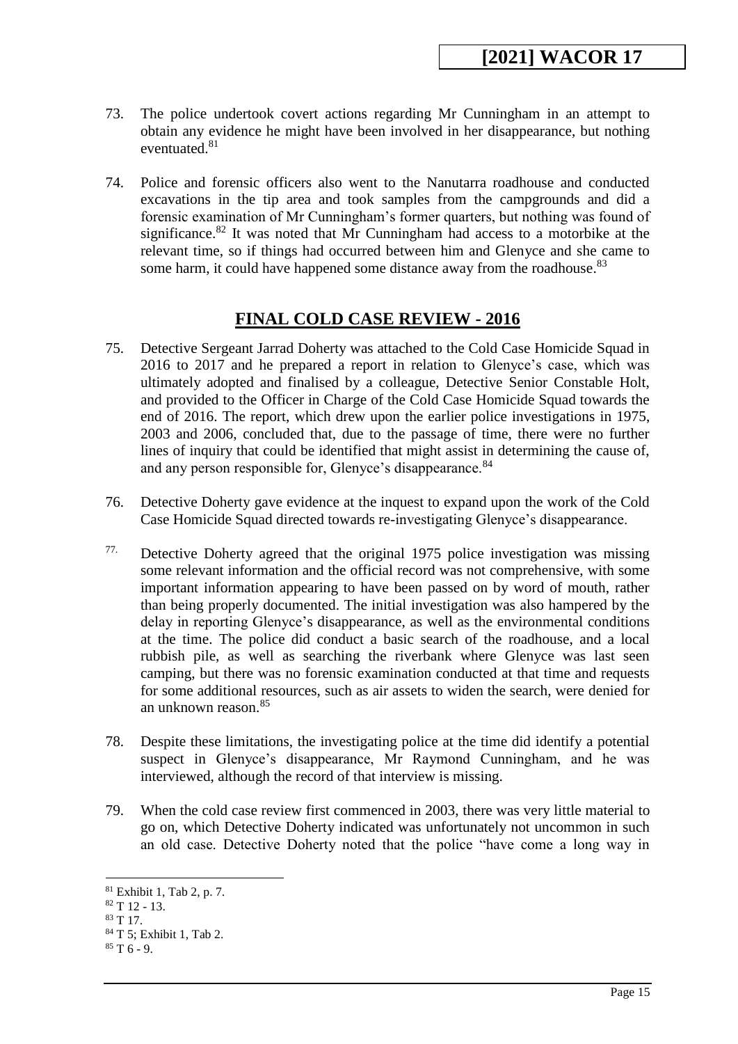73. The police undertook covert actions regarding Mr Cunningham in an attempt to obtain any evidence he might have been involved in her disappearance, but nothing eventuated.[81]

74. Police and forensic officers also went to the Nanutarra roadhouse and conducted excavations in the tip area and took samples from the campgrounds and did a forensic examination of Mr Cunningham's former quarters, but nothing was found of significance.[82] It was noted that Mr Cunningham had access to a motorbike at the relevant time, so if things had occurred between him and Glenyce and she came to some harm, it could have happened some distance away from the roadhouse.[83]

## FINAL COLD CASE REVIEW - 2016

75. Detective Sergeant Jarrad Doherty was attached to the Cold Case Homicide Squad in 2016 to 2017 and he prepared a report in relation to Glenyce's case, which was ultimately adopted and finalised by a colleague, Detective Senior Constable Holt, and provided to the Officer in Charge of the Cold Case Homicide Squad towards the end of 2016. The report, which drew upon the earlier police investigations in 1975, 2003 and 2006, concluded that, due to the passage of time, there were no further lines of inquiry that could be identified that might assist in determining the cause of, and any person responsible for, Glenyce's disappearance.[84]

76. Detective Doherty gave evidence at the inquest to expand upon the work of the Cold Case Homicide Squad directed towards re-investigating Glenyce's disappearance.

77. Detective Doherty agreed that the original 1975 police investigation was missing some relevant information and the official record was not comprehensive, with some important information appearing to have been passed on by word of mouth, rather than being properly documented. The initial investigation was also hampered by the delay in reporting Glenyce's disappearance, as well as the environmental conditions at the time. The police did conduct a basic search of the roadhouse, and a local rubbish pile, as well as searching the riverbank where Glenyce was last seen camping, but there was no forensic examination conducted at that time and requests for some additional resources, such as air assets to widen the search, were denied for an unknown reason.[85]

78. Despite these limitations, the investigating police at the time did identify a potential suspect in Glenyce's disappearance, Mr Raymond Cunningham, and he was interviewed, although the record of that interview is missing.

79. When the cold case review first commenced in 2003, there was very little material to go on, which Detective Doherty indicated was unfortunately not uncommon in such an old case. Detective Doherty noted that the police "have come a long way in

---

[81] Exhibit 1, Tab 2, p. 7.

[82] T 12 - 13.

[83] T 17.

[84] T 5; Exhibit 1, Tab 2.

[85] T 6 - 9.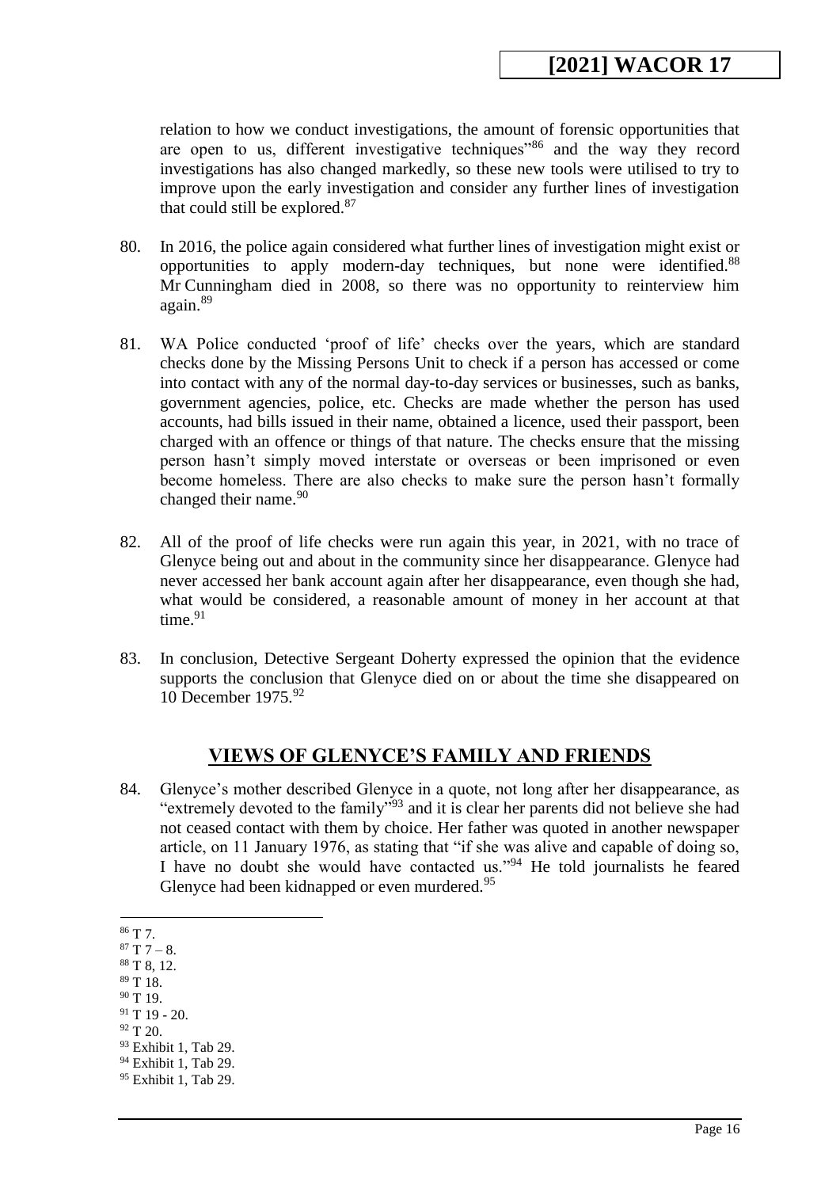relation to how we conduct investigations, the amount of forensic opportunities that are open to us, different investigative techniques"[86] and the way they record investigations has also changed markedly, so these new tools were utilised to try to improve upon the early investigation and consider any further lines of investigation that could still be explored.[87]

80. In 2016, the police again considered what further lines of investigation might exist or opportunities to apply modern-day techniques, but none were identified.[88] Mr Cunningham died in 2008, so there was no opportunity to reinterview him again.[89]

81. WA Police conducted 'proof of life' checks over the years, which are standard checks done by the Missing Persons Unit to check if a person has accessed or come into contact with any of the normal day-to-day services or businesses, such as banks, government agencies, police, etc. Checks are made whether the person has used accounts, had bills issued in their name, obtained a licence, used their passport, been charged with an offence or things of that nature. The checks ensure that the missing person hasn't simply moved interstate or overseas or been imprisoned or even become homeless. There are also checks to make sure the person hasn't formally changed their name.[90]

82. All of the proof of life checks were run again this year, in 2021, with no trace of Glenyce being out and about in the community since her disappearance. Glenyce had never accessed her bank account again after her disappearance, even though she had, what would be considered, a reasonable amount of money in her account at that time.[91]

83. In conclusion, Detective Sergeant Doherty expressed the opinion that the evidence supports the conclusion that Glenyce died on or about the time she disappeared on 10 December 1975.[92]

## VIEWS OF GLENYCE'S FAMILY AND FRIENDS

84. Glenyce's mother described Glenyce in a quote, not long after her disappearance, as "extremely devoted to the family"[93] and it is clear her parents did not believe she had not ceased contact with them by choice. Her father was quoted in another newspaper article, on 11 January 1976, as stating that "if she was alive and capable of doing so, I have no doubt she would have contacted us."[94] He told journalists he feared Glenyce had been kidnapped or even murdered.[95]

---

[86] T 7.
[87] T 7 – 8.
[88] T 8, 12.
[89] T 18.
[90] T 19.
[91] T 19 - 20.
[92] T 20.
[93] Exhibit 1, Tab 29.
[94] Exhibit 1, Tab 29.
[95] Exhibit 1, Tab 29.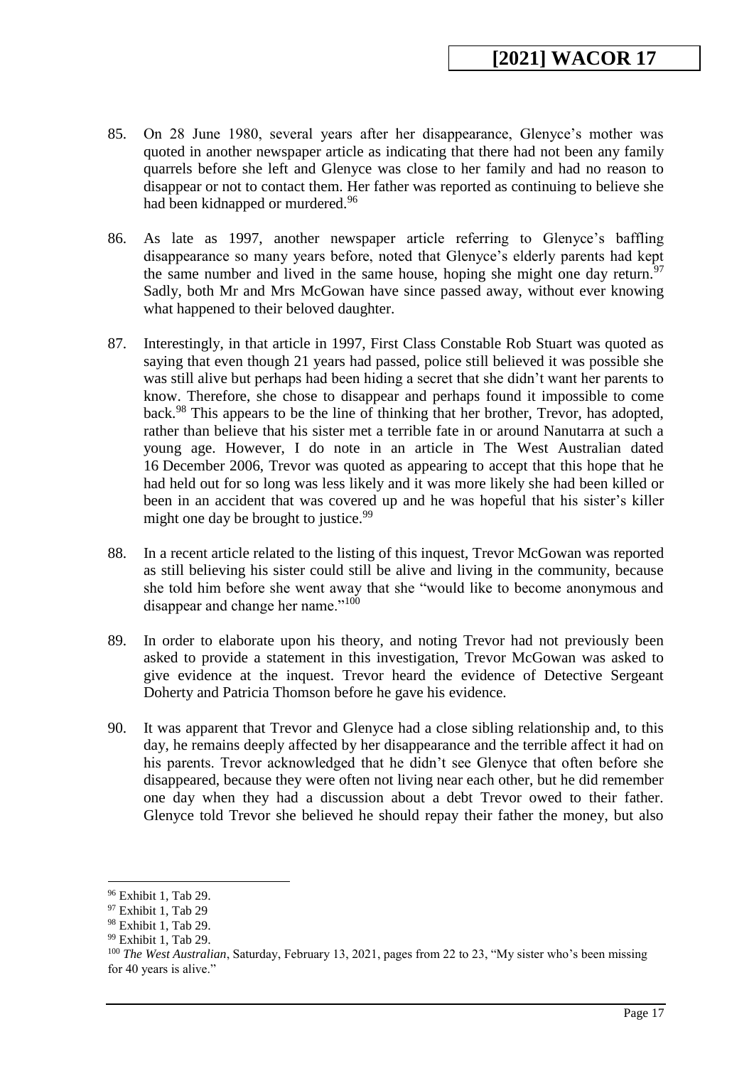85. On 28 June 1980, several years after her disappearance, Glenyce's mother was quoted in another newspaper article as indicating that there had not been any family quarrels before she left and Glenyce was close to her family and had no reason to disappear or not to contact them. Her father was reported as continuing to believe she had been kidnapped or murdered.[96]

86. As late as 1997, another newspaper article referring to Glenyce's baffling disappearance so many years before, noted that Glenyce's elderly parents had kept the same number and lived in the same house, hoping she might one day return.[97] Sadly, both Mr and Mrs McGowan have since passed away, without ever knowing what happened to their beloved daughter.

87. Interestingly, in that article in 1997, First Class Constable Rob Stuart was quoted as saying that even though 21 years had passed, police still believed it was possible she was still alive but perhaps had been hiding a secret that she didn't want her parents to know. Therefore, she chose to disappear and perhaps found it impossible to come back.[98] This appears to be the line of thinking that her brother, Trevor, has adopted, rather than believe that his sister met a terrible fate in or around Nanutarra at such a young age. However, I do note in an article in The West Australian dated 16 December 2006, Trevor was quoted as appearing to accept that this hope that he had held out for so long was less likely and it was more likely she had been killed or been in an accident that was covered up and he was hopeful that his sister's killer might one day be brought to justice.[99]

88. In a recent article related to the listing of this inquest, Trevor McGowan was reported as still believing his sister could still be alive and living in the community, because she told him before she went away that she "would like to become anonymous and disappear and change her name."[100]

89. In order to elaborate upon his theory, and noting Trevor had not previously been asked to provide a statement in this investigation, Trevor McGowan was asked to give evidence at the inquest. Trevor heard the evidence of Detective Sergeant Doherty and Patricia Thomson before he gave his evidence.

90. It was apparent that Trevor and Glenyce had a close sibling relationship and, to this day, he remains deeply affected by her disappearance and the terrible affect it had on his parents. Trevor acknowledged that he didn't see Glenyce that often before she disappeared, because they were often not living near each other, but he did remember one day when they had a discussion about a debt Trevor owed to their father. Glenyce told Trevor she believed he should repay their father the money, but also

---

[96] Exhibit 1, Tab 29.

[97] Exhibit 1, Tab 29

[98] Exhibit 1, Tab 29.

[99] Exhibit 1, Tab 29.

[100] *The West Australian*, Saturday, February 13, 2021, pages from 22 to 23, "My sister who's been missing for 40 years is alive."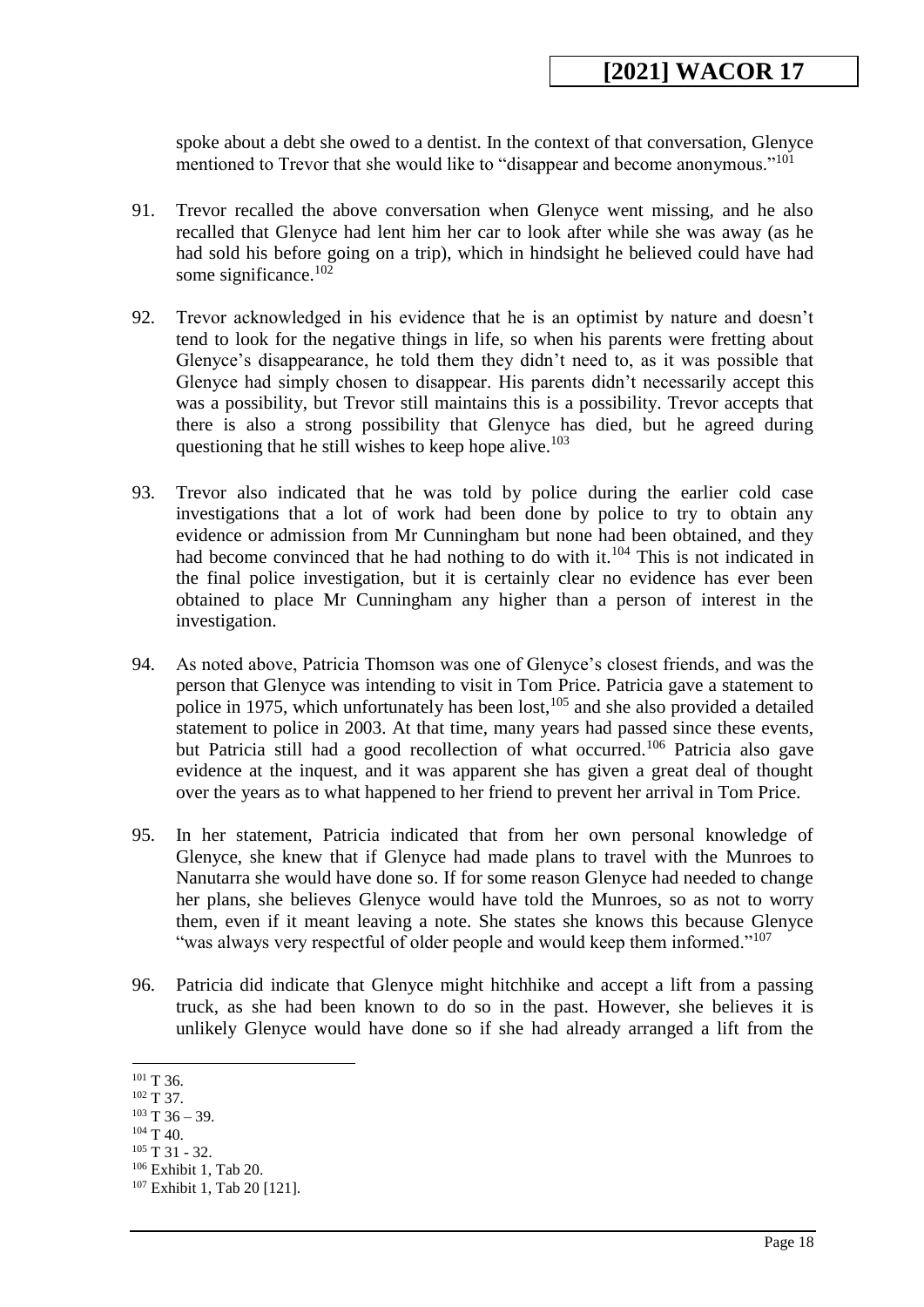spoke about a debt she owed to a dentist. In the context of that conversation, Glenyce mentioned to Trevor that she would like to "disappear and become anonymous."[101]

91. Trevor recalled the above conversation when Glenyce went missing, and he also recalled that Glenyce had lent him her car to look after while she was away (as he had sold his before going on a trip), which in hindsight he believed could have had some significance.[102]

92. Trevor acknowledged in his evidence that he is an optimist by nature and doesn't tend to look for the negative things in life, so when his parents were fretting about Glenyce's disappearance, he told them they didn't need to, as it was possible that Glenyce had simply chosen to disappear. His parents didn't necessarily accept this was a possibility, but Trevor still maintains this is a possibility. Trevor accepts that there is also a strong possibility that Glenyce has died, but he agreed during questioning that he still wishes to keep hope alive.[103]

93. Trevor also indicated that he was told by police during the earlier cold case investigations that a lot of work had been done by police to try to obtain any evidence or admission from Mr Cunningham but none had been obtained, and they had become convinced that he had nothing to do with it.[104] This is not indicated in the final police investigation, but it is certainly clear no evidence has ever been obtained to place Mr Cunningham any higher than a person of interest in the investigation.

94. As noted above, Patricia Thomson was one of Glenyce's closest friends, and was the person that Glenyce was intending to visit in Tom Price. Patricia gave a statement to police in 1975, which unfortunately has been lost,[105] and she also provided a detailed statement to police in 2003. At that time, many years had passed since these events, but Patricia still had a good recollection of what occurred.[106] Patricia also gave evidence at the inquest, and it was apparent she has given a great deal of thought over the years as to what happened to her friend to prevent her arrival in Tom Price.

95. In her statement, Patricia indicated that from her own personal knowledge of Glenyce, she knew that if Glenyce had made plans to travel with the Munroes to Nanutarra she would have done so. If for some reason Glenyce had needed to change her plans, she believes Glenyce would have told the Munroes, so as not to worry them, even if it meant leaving a note. She states she knows this because Glenyce "was always very respectful of older people and would keep them informed."[107]

96. Patricia did indicate that Glenyce might hitchhike and accept a lift from a passing truck, as she had been known to do so in the past. However, she believes it is unlikely Glenyce would have done so if she had already arranged a lift from the

---

[101] T 36.

[102] T 37.

[103] T 36 – 39.

[104] T 40.

[105] T 31 - 32.

[106] Exhibit 1, Tab 20.

[107] Exhibit 1, Tab 20 [121].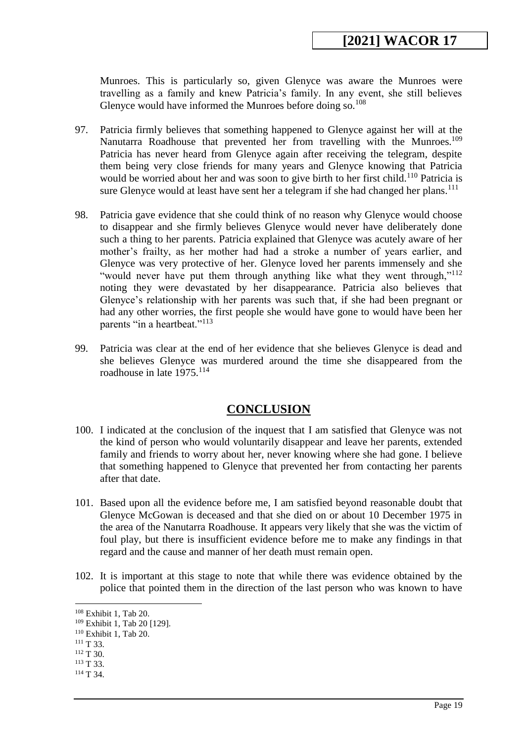Munroes. This is particularly so, given Glenyce was aware the Munroes were travelling as a family and knew Patricia's family. In any event, she still believes Glenyce would have informed the Munroes before doing so.[108]

97. Patricia firmly believes that something happened to Glenyce against her will at the Nanutarra Roadhouse that prevented her from travelling with the Munroes.[109] Patricia has never heard from Glenyce again after receiving the telegram, despite them being very close friends for many years and Glenyce knowing that Patricia would be worried about her and was soon to give birth to her first child.[110] Patricia is sure Glenyce would at least have sent her a telegram if she had changed her plans.[111]

98. Patricia gave evidence that she could think of no reason why Glenyce would choose to disappear and she firmly believes Glenyce would never have deliberately done such a thing to her parents. Patricia explained that Glenyce was acutely aware of her mother's frailty, as her mother had had a stroke a number of years earlier, and Glenyce was very protective of her. Glenyce loved her parents immensely and she "would never have put them through anything like what they went through,"[112] noting they were devastated by her disappearance. Patricia also believes that Glenyce's relationship with her parents was such that, if she had been pregnant or had any other worries, the first people she would have gone to would have been her parents "in a heartbeat."[113]

99. Patricia was clear at the end of her evidence that she believes Glenyce is dead and she believes Glenyce was murdered around the time she disappeared from the roadhouse in late 1975.[114]

## CONCLUSION

100. I indicated at the conclusion of the inquest that I am satisfied that Glenyce was not the kind of person who would voluntarily disappear and leave her parents, extended family and friends to worry about her, never knowing where she had gone. I believe that something happened to Glenyce that prevented her from contacting her parents after that date.

101. Based upon all the evidence before me, I am satisfied beyond reasonable doubt that Glenyce McGowan is deceased and that she died on or about 10 December 1975 in the area of the Nanutarra Roadhouse. It appears very likely that she was the victim of foul play, but there is insufficient evidence before me to make any findings in that regard and the cause and manner of her death must remain open.

102. It is important at this stage to note that while there was evidence obtained by the police that pointed them in the direction of the last person who was known to have

---

[108] Exhibit 1, Tab 20.
[109] Exhibit 1, Tab 20 [129].
[110] Exhibit 1, Tab 20.
[111] T 33.
[112] T 30.
[113] T 33.
[114] T 34.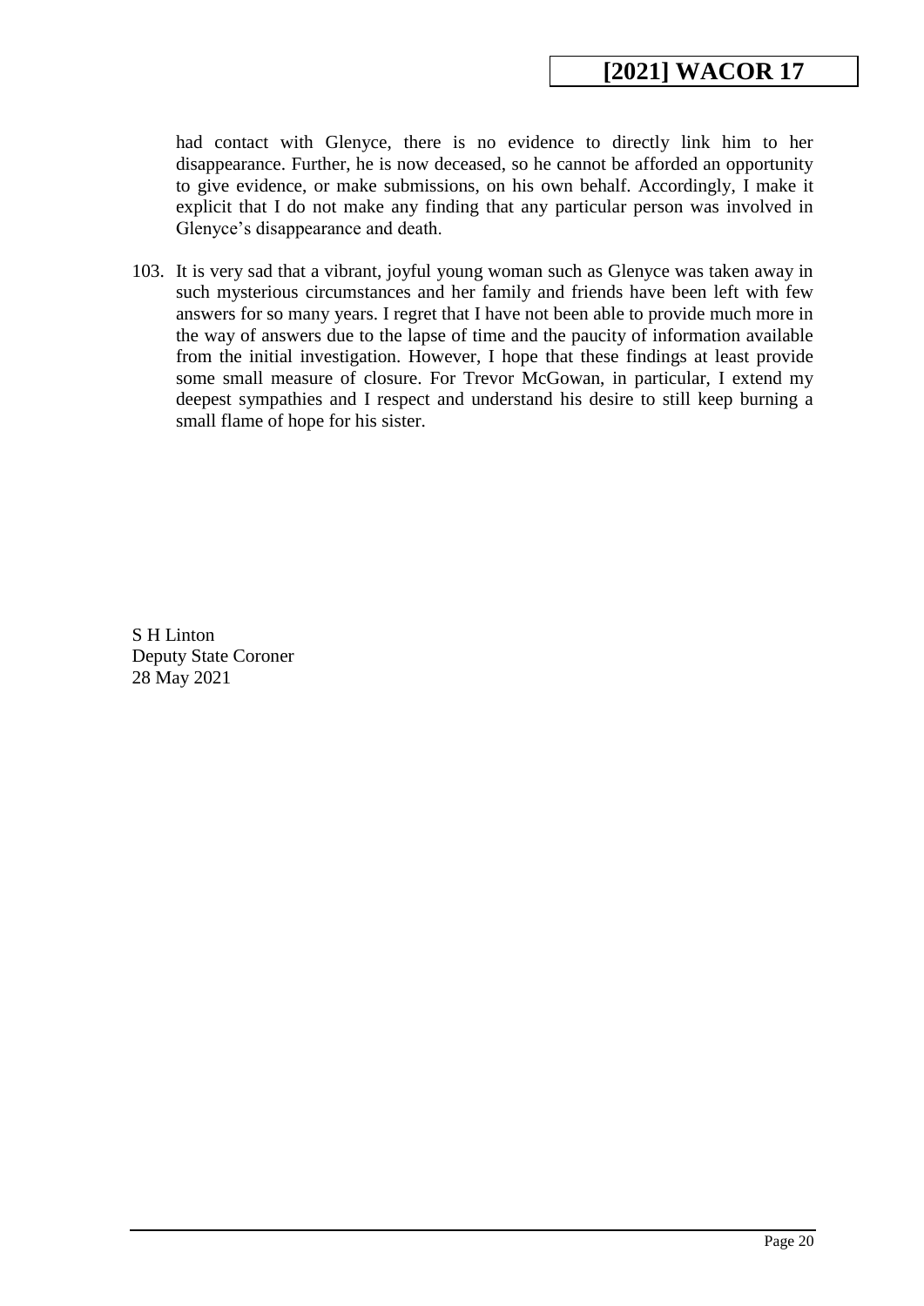had contact with Glenyce, there is no evidence to directly link him to her disappearance. Further, he is now deceased, so he cannot be afforded an opportunity to give evidence, or make submissions, on his own behalf. Accordingly, I make it explicit that I do not make any finding that any particular person was involved in Glenyce's disappearance and death.

103. It is very sad that a vibrant, joyful young woman such as Glenyce was taken away in such mysterious circumstances and her family and friends have been left with few answers for so many years. I regret that I have not been able to provide much more in the way of answers due to the lapse of time and the paucity of information available from the initial investigation. However, I hope that these findings at least provide some small measure of closure. For Trevor McGowan, in particular, I extend my deepest sympathies and I respect and understand his desire to still keep burning a small flame of hope for his sister.

S H Linton
Deputy State Coroner
28 May 2021